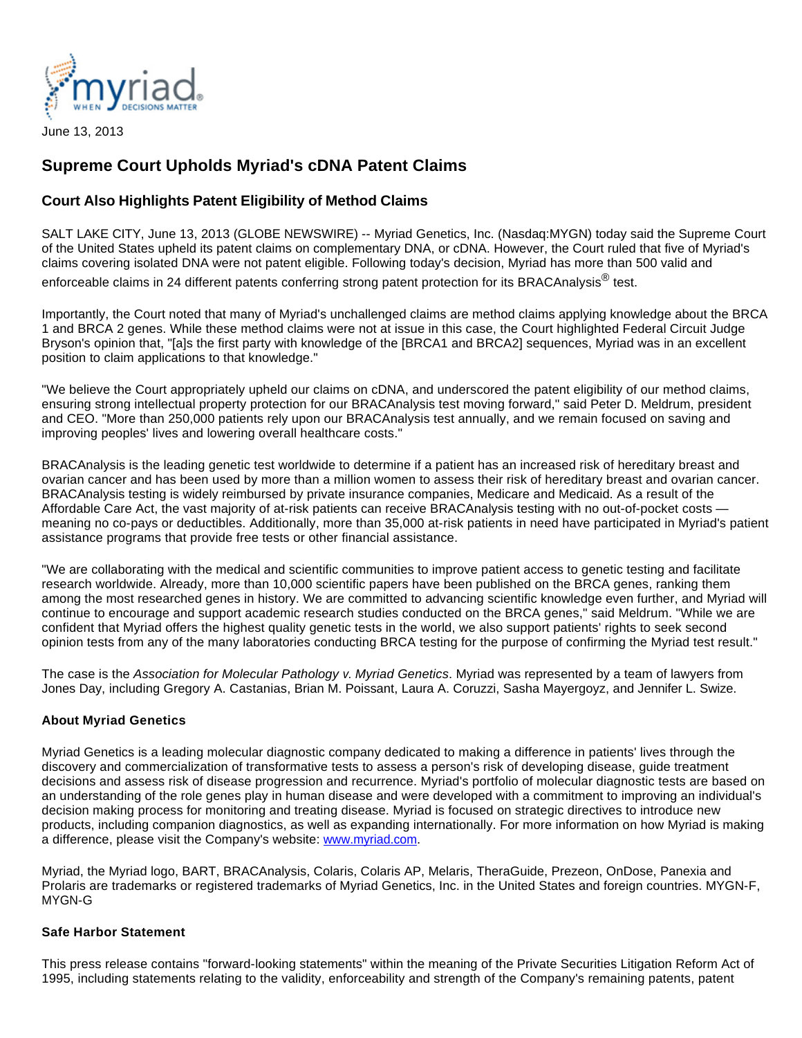June 13, 2013

# Supreme Court Upholds Myriad's cDNA Patent Claims

## Court Also Highlights Patent Eligibility of Method Claims

SALT LAKE CITY, June 13, 2013 (GLOBE NEWSWIRE) -- Myriad Genetics, Inc. (Nasdaq:MYGN) today said the Supreme Court of the United States upheld its patent claims on complementary DNA, or cDNA. However, the Court ruled that five of Myriad's claims covering isolated DNA were not patent eligible. Following today's decision, Myriad has more than 500 valid and enforceable claims in 24 different patents conferring strong patent protection for its BRACAnalysis® test.

Importantly, the Court noted that many of Myriad's unchallenged claims are method claims applying knowledge about the BRCA 1 and BRCA 2 genes. While these method claims were not at issue in this case, the Court highlighted Federal Circuit Judge Bryson's opinion that, "[a]s the first party with knowledge of the [BRCA1 and BRCA2] sequences, Myriad was in an excellent position to claim applications to that knowledge."

"We believe the Court appropriately upheld our claims on cDNA, and underscored the patent eligibility of our method claims, ensuring strong intellectual property protection for our BRACAnalysis test moving forward," said Peter D. Meldrum, president and CEO. "More than 250,000 patients rely upon our BRACAnalysis test annually, and we remain focused on saving and improving peoples' lives and lowering overall healthcare costs."

BRACAnalysis is the leading genetic test worldwide to determine if a patient has an increased risk of hereditary breast and ovarian cancer and has been used by more than a million women to assess their risk of hereditary breast and ovarian cancer. BRACAnalysis testing is widely reimbursed by private insurance companies, Medicare and Medicaid. As a result of the Affordable Care Act, the vast majority of at-risk patients can receive BRACAnalysis testing with no out-of-pocket costs — meaning no co-pays or deductibles. Additionally, more than 35,000 at-risk patients in need have participated in Myriad's patient assistance programs that provide free tests or other financial assistance.

"We are collaborating with the medical and scientific communities to improve patient access to genetic testing and facilitate research worldwide. Already, more than 10,000 scientific papers have been published on the BRCA genes, ranking them among the most researched genes in history. We are committed to advancing scientific knowledge even further, and Myriad will continue to encourage and support academic research studies conducted on the BRCA genes," said Meldrum. "While we are confident that Myriad offers the highest quality genetic tests in the world, we also support patients' rights to seek second opinion tests from any of the many laboratories conducting BRCA testing for the purpose of confirming the Myriad test result."

The case is the *Association for Molecular Pathology v. Myriad Genetics*. Myriad was represented by a team of lawyers from Jones Day, including Gregory A. Castanias, Brian M. Poissant, Laura A. Coruzzi, Sasha Mayergoyz, and Jennifer L. Swize.

### About Myriad Genetics

Myriad Genetics is a leading molecular diagnostic company dedicated to making a difference in patients' lives through the discovery and commercialization of transformative tests to assess a person's risk of developing disease, guide treatment decisions and assess risk of disease progression and recurrence. Myriad's portfolio of molecular diagnostic tests are based on an understanding of the role genes play in human disease and were developed with a commitment to improving an individual's decision making process for monitoring and treating disease. Myriad is focused on strategic directives to introduce new products, including companion diagnostics, as well as expanding internationally. For more information on how Myriad is making a difference, please visit the Company's website: www.myriad.com.

Myriad, the Myriad logo, BART, BRACAnalysis, Colaris, Colaris AP, Melaris, TheraGuide, Prezeon, OnDose, Panexia and Prolaris are trademarks or registered trademarks of Myriad Genetics, Inc. in the United States and foreign countries. MYGN-F, MYGN-G

### Safe Harbor Statement

This press release contains "forward-looking statements" within the meaning of the Private Securities Litigation Reform Act of 1995, including statements relating to the validity, enforceability and strength of the Company's remaining patents, patent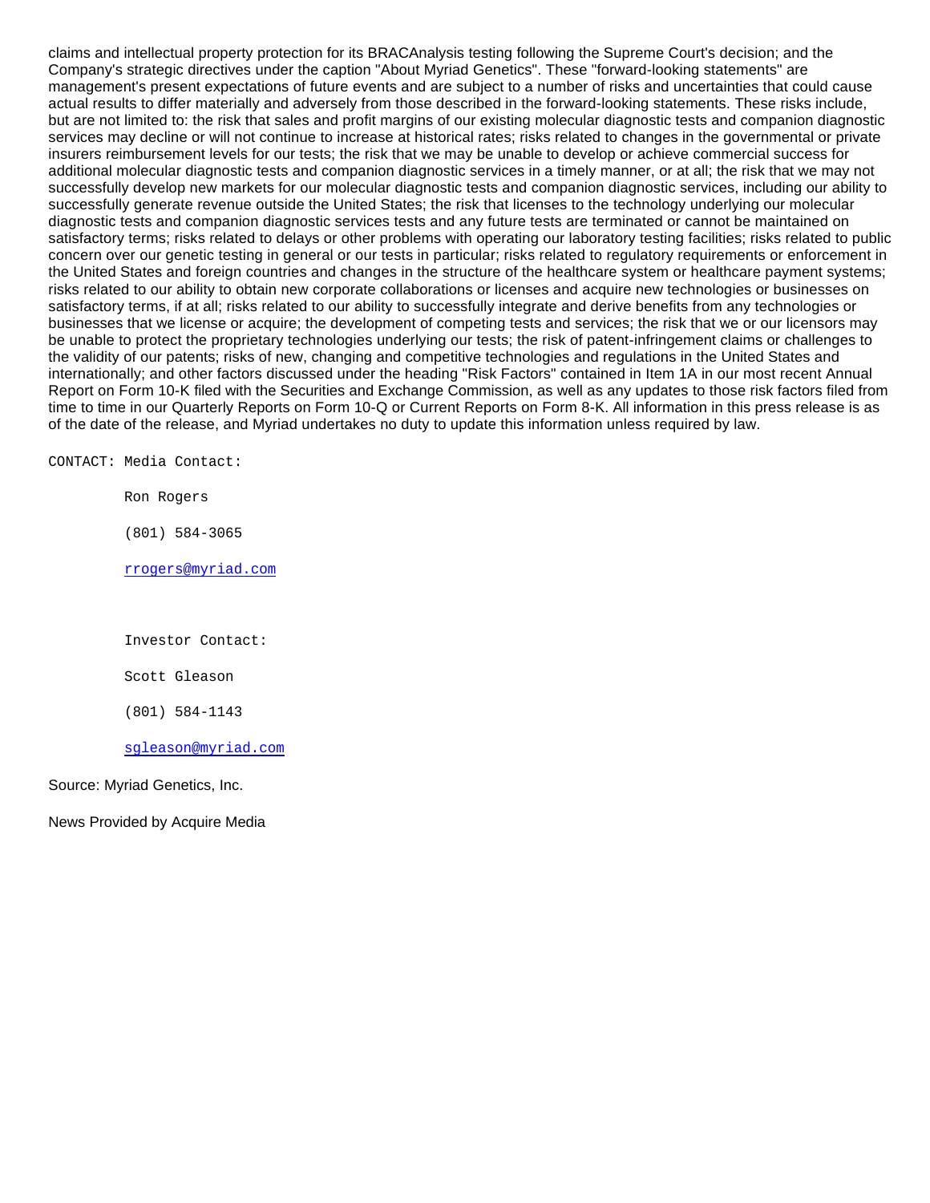claims and intellectual property protection for its BRACAnalysis testing following the Supreme Court's decision; and the Company's strategic directives under the caption "About Myriad Genetics". These "forward-looking statements" are management's present expectations of future events and are subject to a number of risks and uncertainties that could cause actual results to differ materially and adversely from those described in the forward-looking statements. These risks include, but are not limited to: the risk that sales and profit margins of our existing molecular diagnostic tests and companion diagnostic services may decline or will not continue to increase at historical rates; risks related to changes in the governmental or private insurers reimbursement levels for our tests; the risk that we may be unable to develop or achieve commercial success for additional molecular diagnostic tests and companion diagnostic services in a timely manner, or at all; the risk that we may not successfully develop new markets for our molecular diagnostic tests and companion diagnostic services, including our ability to successfully generate revenue outside the United States; the risk that licenses to the technology underlying our molecular diagnostic tests and companion diagnostic services tests and any future tests are terminated or cannot be maintained on satisfactory terms; risks related to delays or other problems with operating our laboratory testing facilities; risks related to public concern over our genetic testing in general or our tests in particular; risks related to regulatory requirements or enforcement in the United States and foreign countries and changes in the structure of the healthcare system or healthcare payment systems; risks related to our ability to obtain new corporate collaborations or licenses and acquire new technologies or businesses on satisfactory terms, if at all; risks related to our ability to successfully integrate and derive benefits from any technologies or businesses that we license or acquire; the development of competing tests and services; the risk that we or our licensors may be unable to protect the proprietary technologies underlying our tests; the risk of patent-infringement claims or challenges to the validity of our patents; risks of new, changing and competitive technologies and regulations in the United States and internationally; and other factors discussed under the heading "Risk Factors" contained in Item 1A in our most recent Annual Report on Form 10-K filed with the Securities and Exchange Commission, as well as any updates to those risk factors filed from time to time in our Quarterly Reports on Form 10-Q or Current Reports on Form 8-K. All information in this press release is as of the date of the release, and Myriad undertakes no duty to update this information unless required by law.

CONTACT: Media Contact:

Ron Rogers

(801) 584-3065

rrogers@myriad.com

Investor Contact:

Scott Gleason

(801) 584-1143

sgleason@myriad.com

Source: Myriad Genetics, Inc.

News Provided by Acquire Media